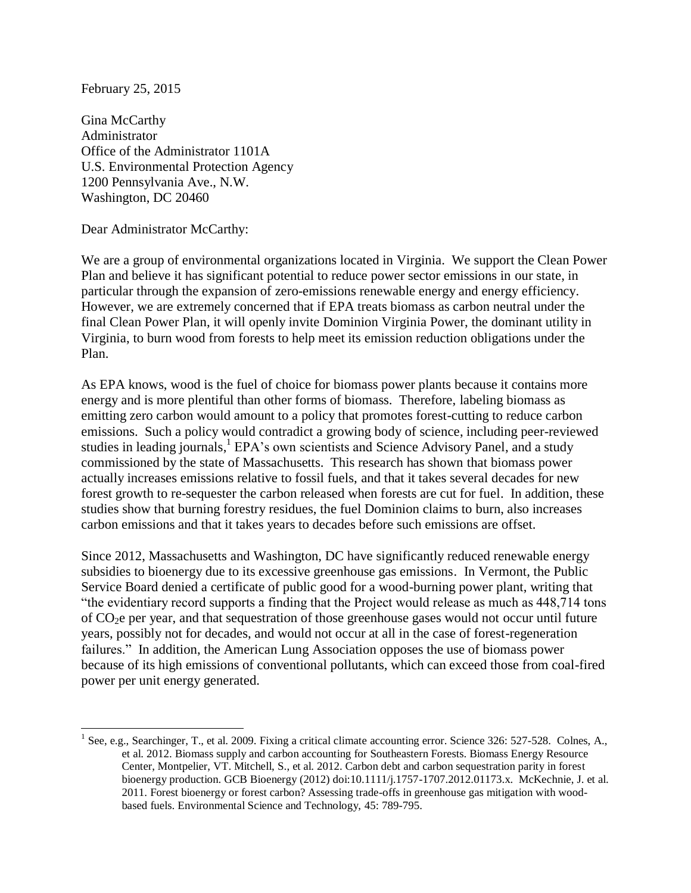February 25, 2015

Gina McCarthy  
Administrator  
Office of the Administrator 1101A  
U.S. Environmental Protection Agency  
1200 Pennsylvania Ave., N.W.  
Washington, DC 20460

Dear Administrator McCarthy:

We are a group of environmental organizations located in Virginia. We support the Clean Power Plan and believe it has significant potential to reduce power sector emissions in our state, in particular through the expansion of zero-emissions renewable energy and energy efficiency. However, we are extremely concerned that if EPA treats biomass as carbon neutral under the final Clean Power Plan, it will openly invite Dominion Virginia Power, the dominant utility in Virginia, to burn wood from forests to help meet its emission reduction obligations under the Plan.

As EPA knows, wood is the fuel of choice for biomass power plants because it contains more energy and is more plentiful than other forms of biomass. Therefore, labeling biomass as emitting zero carbon would amount to a policy that promotes forest-cutting to reduce carbon emissions. Such a policy would contradict a growing body of science, including peer-reviewed studies in leading journals,[1] EPA's own scientists and Science Advisory Panel, and a study commissioned by the state of Massachusetts. This research has shown that biomass power actually increases emissions relative to fossil fuels, and that it takes several decades for new forest growth to re-sequester the carbon released when forests are cut for fuel. In addition, these studies show that burning forestry residues, the fuel Dominion claims to burn, also increases carbon emissions and that it takes years to decades before such emissions are offset.

Since 2012, Massachusetts and Washington, DC have significantly reduced renewable energy subsidies to bioenergy due to its excessive greenhouse gas emissions. In Vermont, the Public Service Board denied a certificate of public good for a wood-burning power plant, writing that "the evidentiary record supports a finding that the Project would release as much as 448,714 tons of $CO_2e$ per year, and that sequestration of those greenhouse gases would not occur until future years, possibly not for decades, and would not occur at all in the case of forest-regeneration failures." In addition, the American Lung Association opposes the use of biomass power because of its high emissions of conventional pollutants, which can exceed those from coal-fired power per unit energy generated.

[1] See, e.g., Searchinger, T., et al. 2009. Fixing a critical climate accounting error. Science 326: 527-528. Colnes, A., et al. 2012. Biomass supply and carbon accounting for Southeastern Forests. Biomass Energy Resource Center, Montpelier, VT. Mitchell, S., et al. 2012. Carbon debt and carbon sequestration parity in forest bioenergy production. GCB Bioenergy (2012) doi:10.1111/j.1757-1707.2012.01173.x. McKechnie, J. et al. 2011. Forest bioenergy or forest carbon? Assessing trade-offs in greenhouse gas mitigation with wood-based fuels. Environmental Science and Technology, 45: 789-795.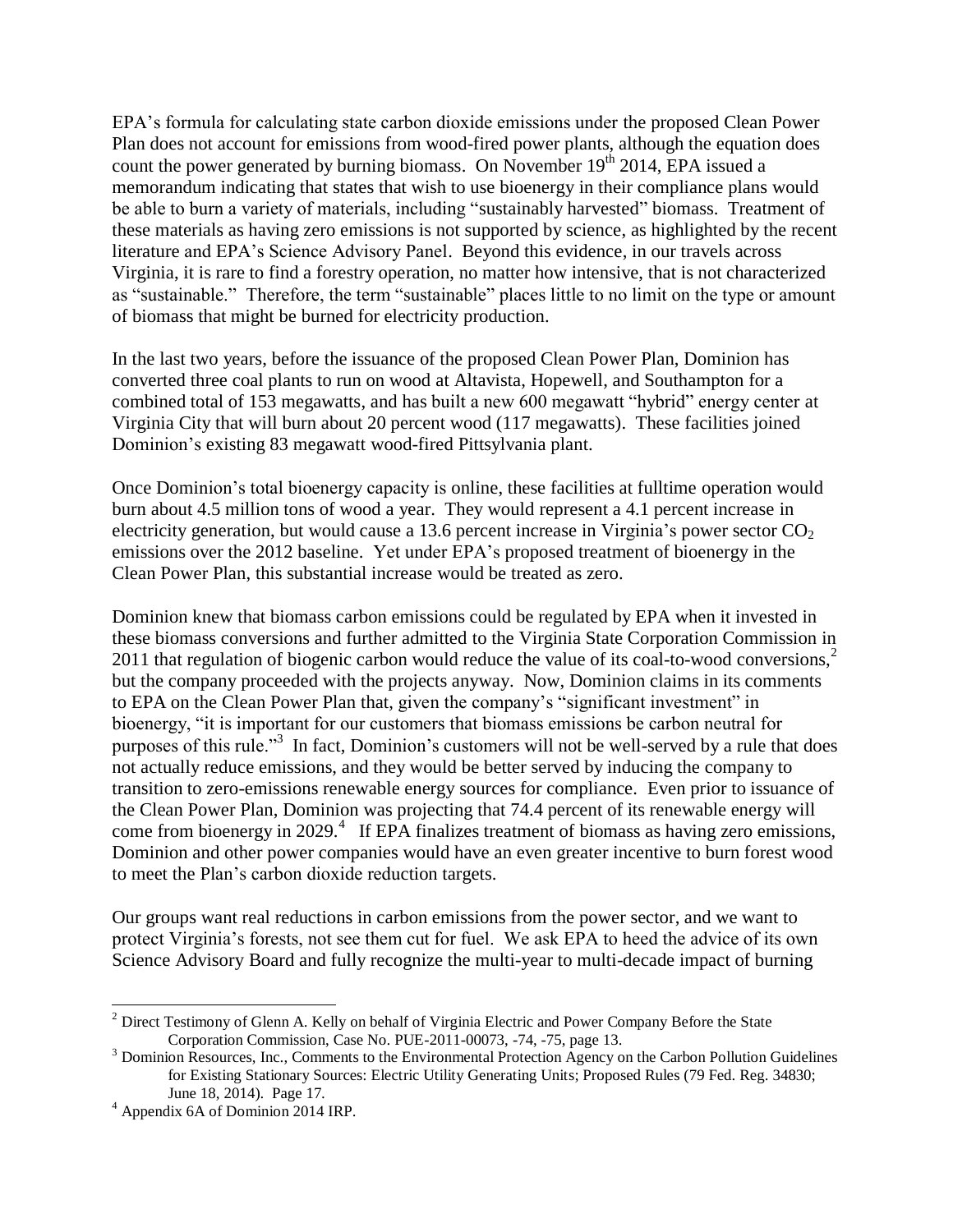EPA's formula for calculating state carbon dioxide emissions under the proposed Clean Power Plan does not account for emissions from wood-fired power plants, although the equation does count the power generated by burning biomass. On November $19^{th}$ 2014, EPA issued a memorandum indicating that states that wish to use bioenergy in their compliance plans would be able to burn a variety of materials, including "sustainably harvested" biomass. Treatment of these materials as having zero emissions is not supported by science, as highlighted by the recent literature and EPA's Science Advisory Panel. Beyond this evidence, in our travels across Virginia, it is rare to find a forestry operation, no matter how intensive, that is not characterized as "sustainable." Therefore, the term "sustainable" places little to no limit on the type or amount of biomass that might be burned for electricity production.

In the last two years, before the issuance of the proposed Clean Power Plan, Dominion has converted three coal plants to run on wood at Altavista, Hopewell, and Southampton for a combined total of 153 megawatts, and has built a new 600 megawatt "hybrid" energy center at Virginia City that will burn about 20 percent wood (117 megawatts). These facilities joined Dominion's existing 83 megawatt wood-fired Pittsylvania plant.

Once Dominion's total bioenergy capacity is online, these facilities at fulltime operation would burn about 4.5 million tons of wood a year. They would represent a 4.1 percent increase in electricity generation, but would cause a 13.6 percent increase in Virginia's power sector $CO_2$ emissions over the 2012 baseline. Yet under EPA's proposed treatment of bioenergy in the Clean Power Plan, this substantial increase would be treated as zero.

Dominion knew that biomass carbon emissions could be regulated by EPA when it invested in these biomass conversions and further admitted to the Virginia State Corporation Commission in 2011 that regulation of biogenic carbon would reduce the value of its coal-to-wood conversions,[2] but the company proceeded with the projects anyway. Now, Dominion claims in its comments to EPA on the Clean Power Plan that, given the company's "significant investment" in bioenergy, "it is important for our customers that biomass emissions be carbon neutral for purposes of this rule."[3] In fact, Dominion's customers will not be well-served by a rule that does not actually reduce emissions, and they would be better served by inducing the company to transition to zero-emissions renewable energy sources for compliance. Even prior to issuance of the Clean Power Plan, Dominion was projecting that 74.4 percent of its renewable energy will come from bioenergy in 2029.[4] If EPA finalizes treatment of biomass as having zero emissions, Dominion and other power companies would have an even greater incentive to burn forest wood to meet the Plan's carbon dioxide reduction targets.

Our groups want real reductions in carbon emissions from the power sector, and we want to protect Virginia's forests, not see them cut for fuel. We ask EPA to heed the advice of its own Science Advisory Board and fully recognize the multi-year to multi-decade impact of burning

---

[2] Direct Testimony of Glenn A. Kelly on behalf of Virginia Electric and Power Company Before the State Corporation Commission, Case No. PUE-2011-00073, -74, -75, page 13.

[3] Dominion Resources, Inc., Comments to the Environmental Protection Agency on the Carbon Pollution Guidelines for Existing Stationary Sources: Electric Utility Generating Units; Proposed Rules (79 Fed. Reg. 34830; June 18, 2014). Page 17.

[4] Appendix 6A of Dominion 2014 IRP.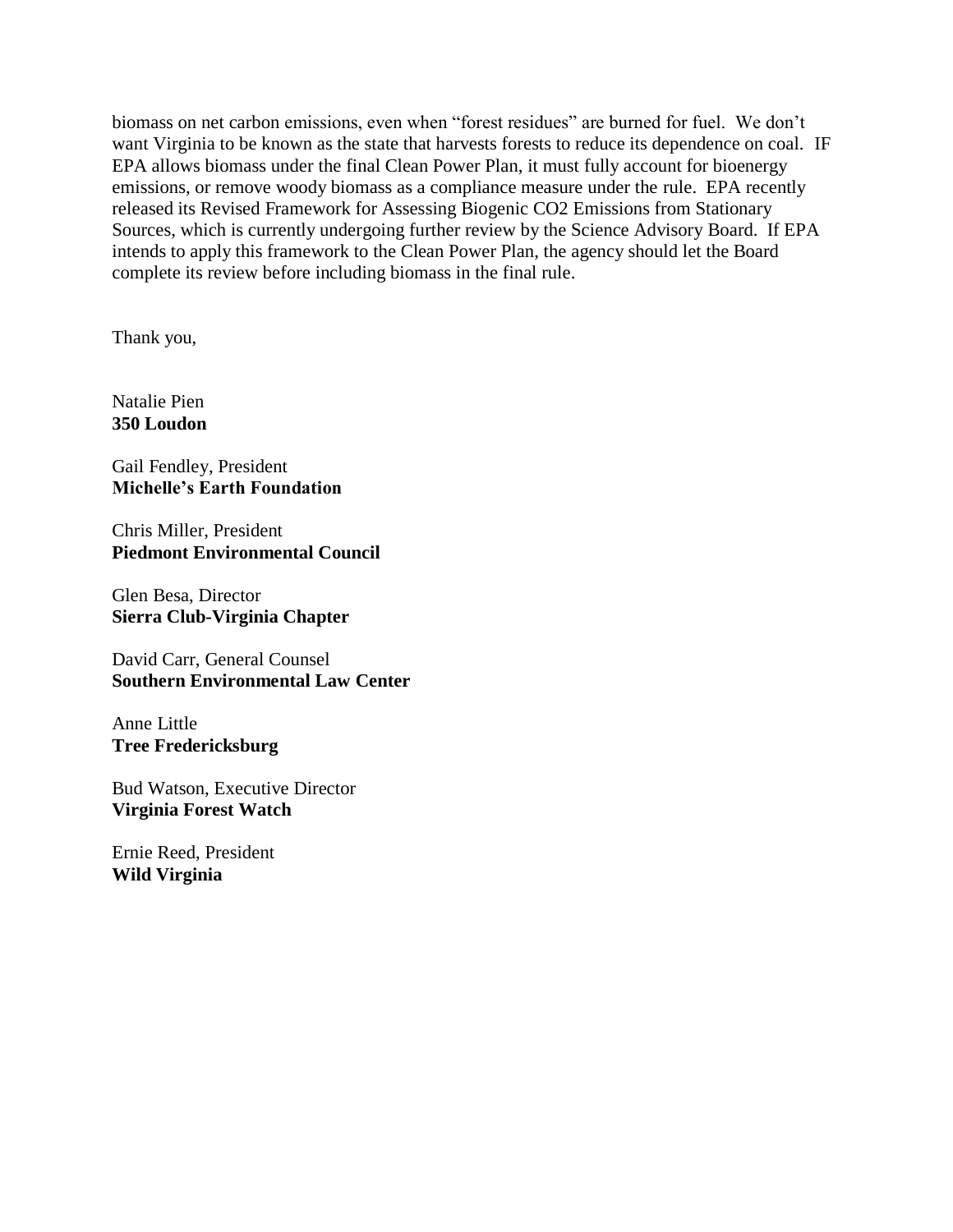biomass on net carbon emissions, even when "forest residues" are burned for fuel. We don't want Virginia to be known as the state that harvests forests to reduce its dependence on coal. IF EPA allows biomass under the final Clean Power Plan, it must fully account for bioenergy emissions, or remove woody biomass as a compliance measure under the rule. EPA recently released its Revised Framework for Assessing Biogenic $CO_2$ Emissions from Stationary Sources, which is currently undergoing further review by the Science Advisory Board. If EPA intends to apply this framework to the Clean Power Plan, the agency should let the Board complete its review before including biomass in the final rule.

Thank you,

Natalie Pien
**350 Loudon**

Gail Fendley, President
**Michelle's Earth Foundation**

Chris Miller, President
**Piedmont Environmental Council**

Glen Besa, Director
**Sierra Club-Virginia Chapter**

David Carr, General Counsel
**Southern Environmental Law Center**

Anne Little
**Tree Fredericksburg**

Bud Watson, Executive Director
**Virginia Forest Watch**

Ernie Reed, President
**Wild Virginia**